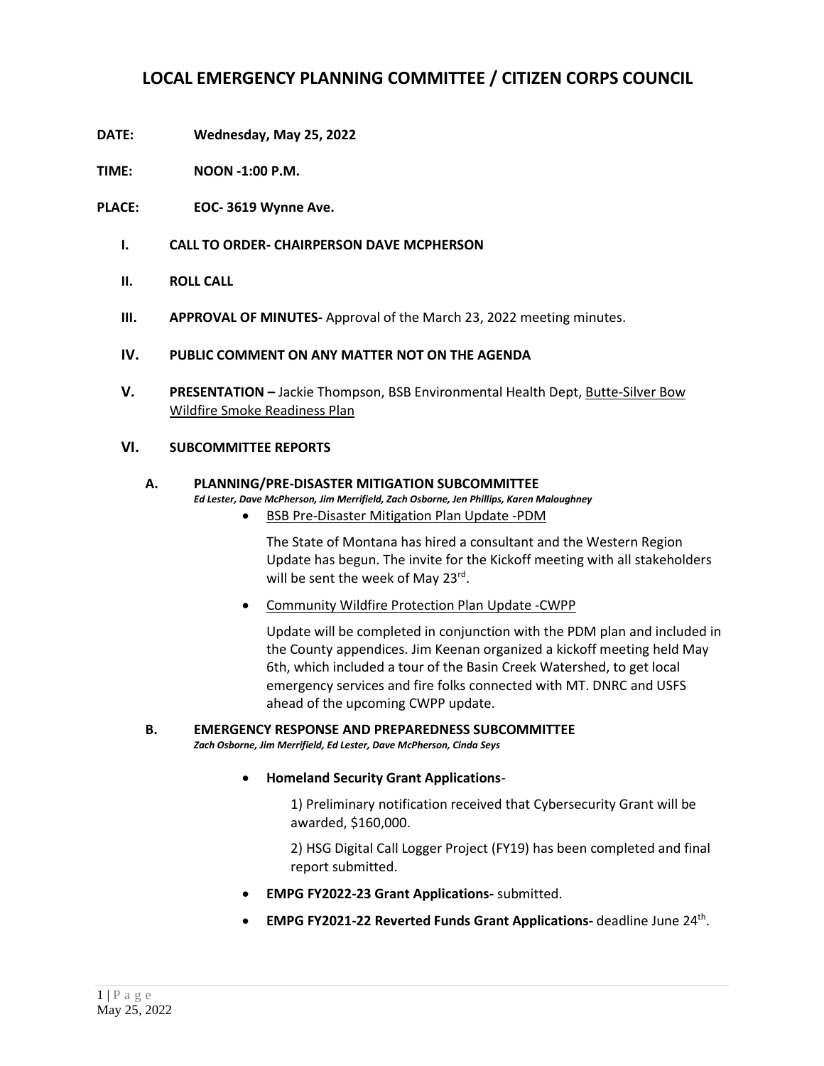# LOCAL EMERGENCY PLANNING COMMITTEE / CITIZEN CORPS COUNCIL

**DATE:** **Wednesday, May 25, 2022**

**TIME:** **NOON -1:00 P.M.**

**PLACE:** **EOC- 3619 Wynne Ave.**

**I. CALL TO ORDER- CHAIRPERSON DAVE MCPHERSON**

**II. ROLL CALL**

**III. APPROVAL OF MINUTES-** Approval of the March 23, 2022 meeting minutes.

**IV. PUBLIC COMMENT ON ANY MATTER NOT ON THE AGENDA**

**V. PRESENTATION –** Jackie Thompson, BSB Environmental Health Dept, Butte-Silver Bow Wildfire Smoke Readiness Plan

**VI. SUBCOMMITTEE REPORTS**

**A. PLANNING/PRE-DISASTER MITIGATION SUBCOMMITTEE**

***Ed Lester, Dave McPherson, Jim Merrifield, Zach Osborne, Jen Phillips, Karen Maloughney***

- BSB Pre-Disaster Mitigation Plan Update -PDM

  The State of Montana has hired a consultant and the Western Region Update has begun. The invite for the Kickoff meeting with all stakeholders will be sent the week of May 23rd.

- Community Wildfire Protection Plan Update -CWPP

  Update will be completed in conjunction with the PDM plan and included in the County appendices. Jim Keenan organized a kickoff meeting held May 6th, which included a tour of the Basin Creek Watershed, to get local emergency services and fire folks connected with MT. DNRC and USFS ahead of the upcoming CWPP update.

**B. EMERGENCY RESPONSE AND PREPAREDNESS SUBCOMMITTEE**

***Zach Osborne, Jim Merrifield, Ed Lester, Dave McPherson, Cinda Seys***

- **Homeland Security Grant Applications**-

  1) Preliminary notification received that Cybersecurity Grant will be awarded, $160,000.

  2) HSG Digital Call Logger Project (FY19) has been completed and final report submitted.

- **EMPG FY2022-23 Grant Applications-** submitted.
- **EMPG FY2021-22 Reverted Funds Grant Applications-** deadline June 24th.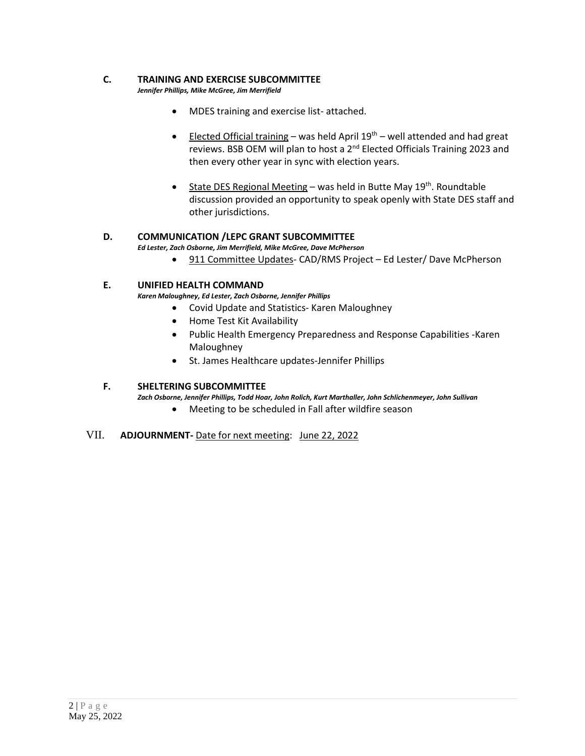## C. TRAINING AND EXERCISE SUBCOMMITTEE

***Jennifer Phillips, Mike McGree, Jim Merrifield***

- MDES training and exercise list- attached.
- Elected Official training – was held April 19th – well attended and had great reviews. BSB OEM will plan to host a 2nd Elected Officials Training 2023 and then every other year in sync with election years.
- State DES Regional Meeting – was held in Butte May 19th. Roundtable discussion provided an opportunity to speak openly with State DES staff and other jurisdictions.

## D. COMMUNICATION /LEPC GRANT SUBCOMMITTEE

***Ed Lester, Zach Osborne, Jim Merrifield, Mike McGree, Dave McPherson***

- 911 Committee Updates- CAD/RMS Project – Ed Lester/ Dave McPherson

## E. UNIFIED HEALTH COMMAND

***Karen Maloughney, Ed Lester, Zach Osborne, Jennifer Phillips***

- Covid Update and Statistics- Karen Maloughney
- Home Test Kit Availability
- Public Health Emergency Preparedness and Response Capabilities -Karen Maloughney
- St. James Healthcare updates-Jennifer Phillips

## F. SHELTERING SUBCOMMITTEE

***Zach Osborne, Jennifer Phillips, Todd Hoar, John Rolich, Kurt Marthaller, John Schlichenmeyer, John Sullivan***

- Meeting to be scheduled in Fall after wildfire season

# VII. ADJOURNMENT- Date for next meeting: June 22, 2022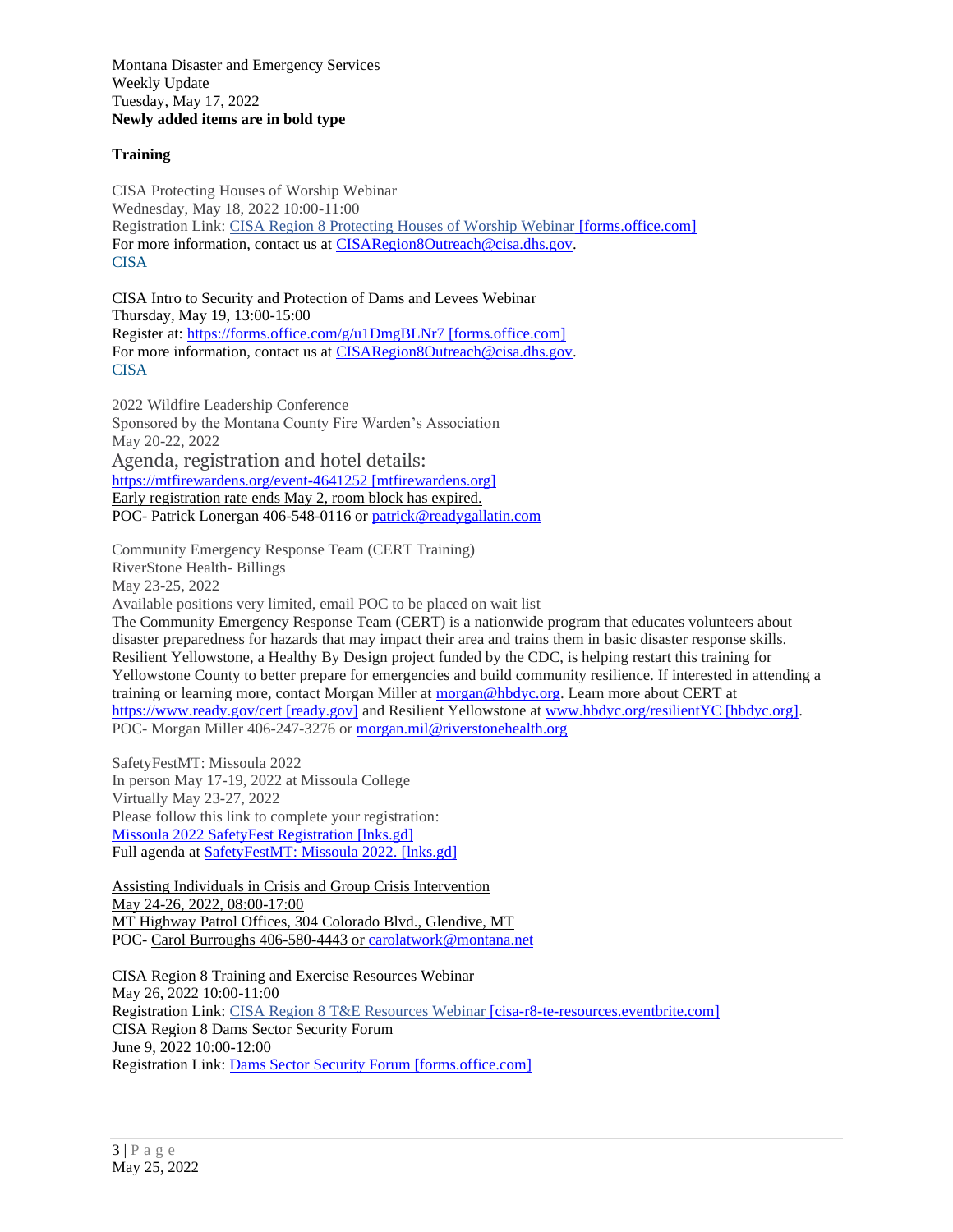Montana Disaster and Emergency Services
Weekly Update
Tuesday, May 17, 2022
**Newly added items are in bold type**

**Training**

CISA Protecting Houses of Worship Webinar
Wednesday, May 18, 2022 10:00-11:00
Registration Link: CISA Region 8 Protecting Houses of Worship Webinar [forms.office.com]
For more information, contact us at CISARegion8Outreach@cisa.dhs.gov.
CISA

CISA Intro to Security and Protection of Dams and Levees Webinar
Thursday, May 19, 13:00-15:00
Register at: https://forms.office.com/g/u1DmgBLNr7 [forms.office.com]
For more information, contact us at CISARegion8Outreach@cisa.dhs.gov.
CISA

2022 Wildfire Leadership Conference
Sponsored by the Montana County Fire Warden's Association
May 20-22, 2022
Agenda, registration and hotel details:
https://mtfirewardens.org/event-4641252 [mtfirewardens.org]
Early registration rate ends May 2, room block has expired.
POC- Patrick Lonergan 406-548-0116 or patrick@readygallatin.com

Community Emergency Response Team (CERT Training)
RiverStone Health- Billings
May 23-25, 2022
Available positions very limited, email POC to be placed on wait list
The Community Emergency Response Team (CERT) is a nationwide program that educates volunteers about disaster preparedness for hazards that may impact their area and trains them in basic disaster response skills. Resilient Yellowstone, a Healthy By Design project funded by the CDC, is helping restart this training for Yellowstone County to better prepare for emergencies and build community resilience. If interested in attending a training or learning more, contact Morgan Miller at morgan@hbdyc.org. Learn more about CERT at https://www.ready.gov/cert [ready.gov] and Resilient Yellowstone at www.hbdyc.org/resilientYC [hbdyc.org].
POC- Morgan Miller 406-247-3276 or morgan.mil@riverstonehealth.org

SafetyFestMT: Missoula 2022
In person May 17-19, 2022 at Missoula College
Virtually May 23-27, 2022
Please follow this link to complete your registration:
Missoula 2022 SafetyFest Registration [lnks.gd]
Full agenda at SafetyFestMT: Missoula 2022. [lnks.gd]

Assisting Individuals in Crisis and Group Crisis Intervention
May 24-26, 2022, 08:00-17:00
MT Highway Patrol Offices, 304 Colorado Blvd., Glendive, MT
POC- Carol Burroughs 406-580-4443 or carolatwork@montana.net

CISA Region 8 Training and Exercise Resources Webinar
May 26, 2022 10:00-11:00
Registration Link: CISA Region 8 T&E Resources Webinar [cisa-r8-te-resources.eventbrite.com]
CISA Region 8 Dams Sector Security Forum
June 9, 2022 10:00-12:00
Registration Link: Dams Sector Security Forum [forms.office.com]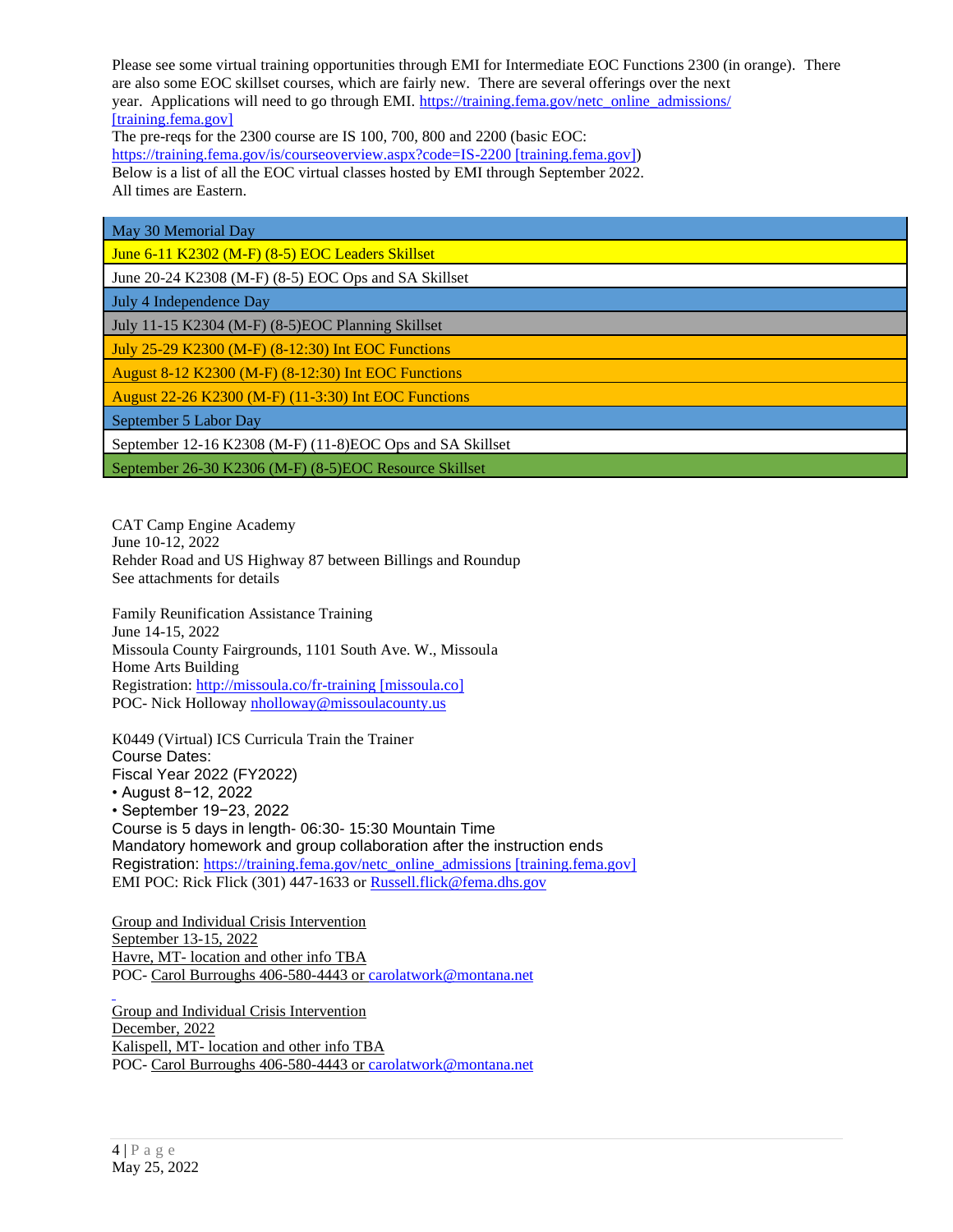Please see some virtual training opportunities through EMI for Intermediate EOC Functions 2300 (in orange). There are also some EOC skillset courses, which are fairly new. There are several offerings over the next year. Applications will need to go through EMI. https://training.fema.gov/netc_online_admissions/ [training.fema.gov]

The pre-reqs for the 2300 course are IS 100, 700, 800 and 2200 (basic EOC: https://training.fema.gov/is/courseoverview.aspx?code=IS-2200 [training.fema.gov])

Below is a list of all the EOC virtual classes hosted by EMI through September 2022.

All times are Eastern.

| |
|---|
| May 30 Memorial Day |
| June 6-11 K2302 (M-F) (8-5) EOC Leaders Skillset |
| June 20-24 K2308 (M-F) (8-5) EOC Ops and SA Skillset |
| July 4 Independence Day |
| July 11-15 K2304 (M-F) (8-5)EOC Planning Skillset |
| July 25-29 K2300 (M-F) (8-12:30) Int EOC Functions |
| August 8-12 K2300 (M-F) (8-12:30) Int EOC Functions |
| August 22-26 K2300 (M-F) (11-3:30) Int EOC Functions |
| September 5 Labor Day |
| September 12-16 K2308 (M-F) (11-8)EOC Ops and SA Skillset |
| September 26-30 K2306 (M-F) (8-5)EOC Resource Skillset |

CAT Camp Engine Academy
June 10-12, 2022
Rehder Road and US Highway 87 between Billings and Roundup
See attachments for details

Family Reunification Assistance Training
June 14-15, 2022
Missoula County Fairgrounds, 1101 South Ave. W., Missoula
Home Arts Building
Registration: http://missoula.co/fr-training [missoula.co]
POC- Nick Holloway nholloway@missoulacounty.us

K0449 (Virtual) ICS Curricula Train the Trainer
Course Dates:
Fiscal Year 2022 (FY2022)
- August 8−12, 2022
- September 19−23, 2022

Course is 5 days in length- 06:30- 15:30 Mountain Time
Mandatory homework and group collaboration after the instruction ends
Registration: https://training.fema.gov/netc_online_admissions [training.fema.gov]
EMI POC: Rick Flick (301) 447-1633 or Russell.flick@fema.dhs.gov

Group and Individual Crisis Intervention
September 13-15, 2022
Havre, MT- location and other info TBA
POC- Carol Burroughs 406-580-4443 or carolatwork@montana.net

Group and Individual Crisis Intervention
December, 2022
Kalispell, MT- location and other info TBA
POC- Carol Burroughs 406-580-4443 or carolatwork@montana.net

May 25, 2022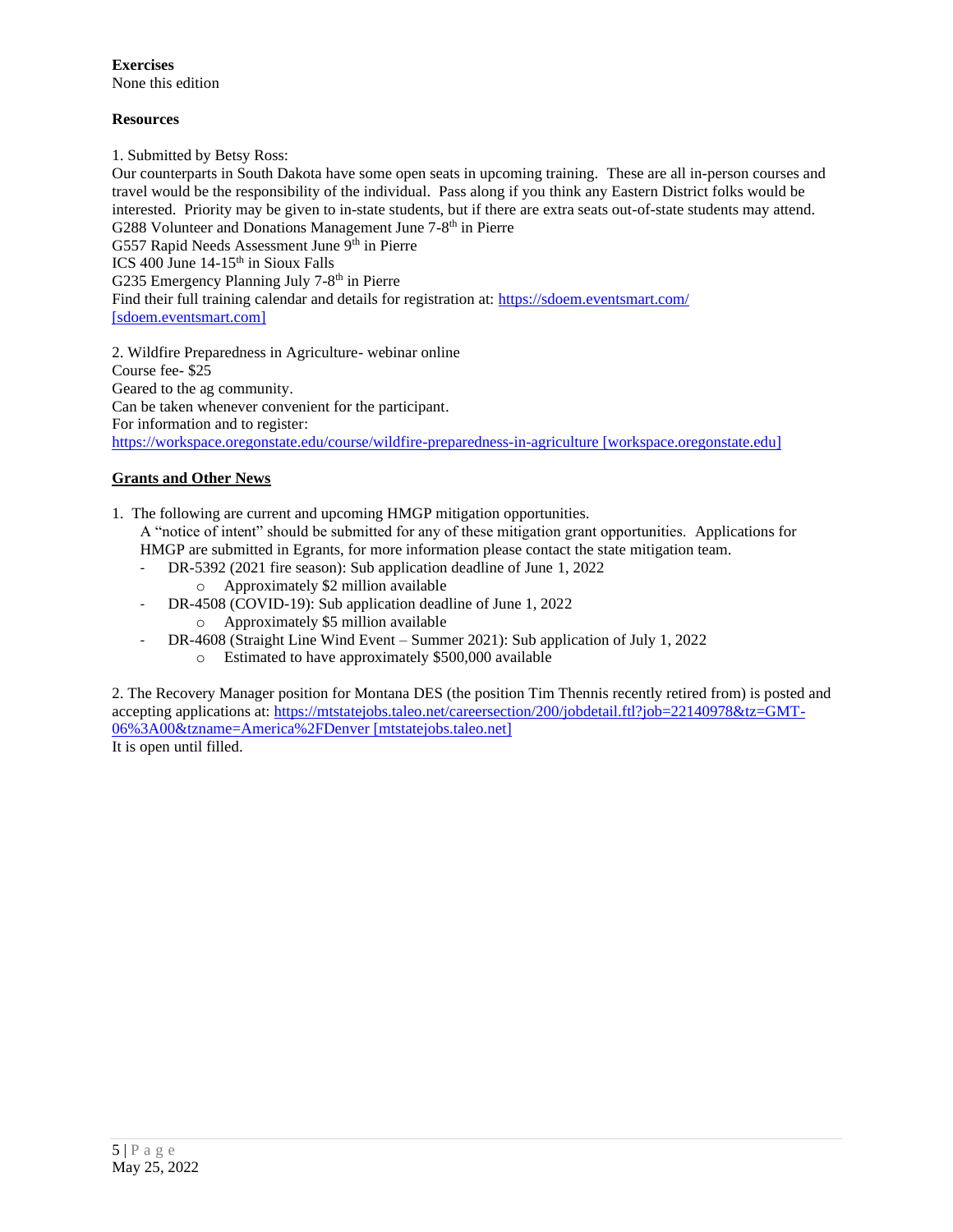**Exercises**
None this edition

**Resources**

1. Submitted by Betsy Ross:
Our counterparts in South Dakota have some open seats in upcoming training. These are all in-person courses and travel would be the responsibility of the individual. Pass along if you think any Eastern District folks would be interested. Priority may be given to in-state students, but if there are extra seats out-of-state students may attend.
G288 Volunteer and Donations Management June 7-8th in Pierre
G557 Rapid Needs Assessment June 9th in Pierre
ICS 400 June 14-15th in Sioux Falls
G235 Emergency Planning July 7-8th in Pierre
Find their full training calendar and details for registration at: https://sdoem.eventsmart.com/ [sdoem.eventsmart.com]

2. Wildfire Preparedness in Agriculture- webinar online
Course fee- $25
Geared to the ag community.
Can be taken whenever convenient for the participant.
For information and to register:
https://workspace.oregonstate.edu/course/wildfire-preparedness-in-agriculture [workspace.oregonstate.edu]

**Grants and Other News**

1. The following are current and upcoming HMGP mitigation opportunities.
   A "notice of intent" should be submitted for any of these mitigation grant opportunities. Applications for HMGP are submitted in Egrants, for more information please contact the state mitigation team.
   - DR-5392 (2021 fire season): Sub application deadline of June 1, 2022
     - Approximately $2 million available
   - DR-4508 (COVID-19): Sub application deadline of June 1, 2022
     - Approximately $5 million available
   - DR-4608 (Straight Line Wind Event – Summer 2021): Sub application of July 1, 2022
     - Estimated to have approximately $500,000 available

2. The Recovery Manager position for Montana DES (the position Tim Thennis recently retired from) is posted and accepting applications at: https://mtstatejobs.taleo.net/careersection/200/jobdetail.ftl?job=22140978&tz=GMT-06%3A00&tzname=America%2FDenver [mtstatejobs.taleo.net]
It is open until filled.

May 25, 2022